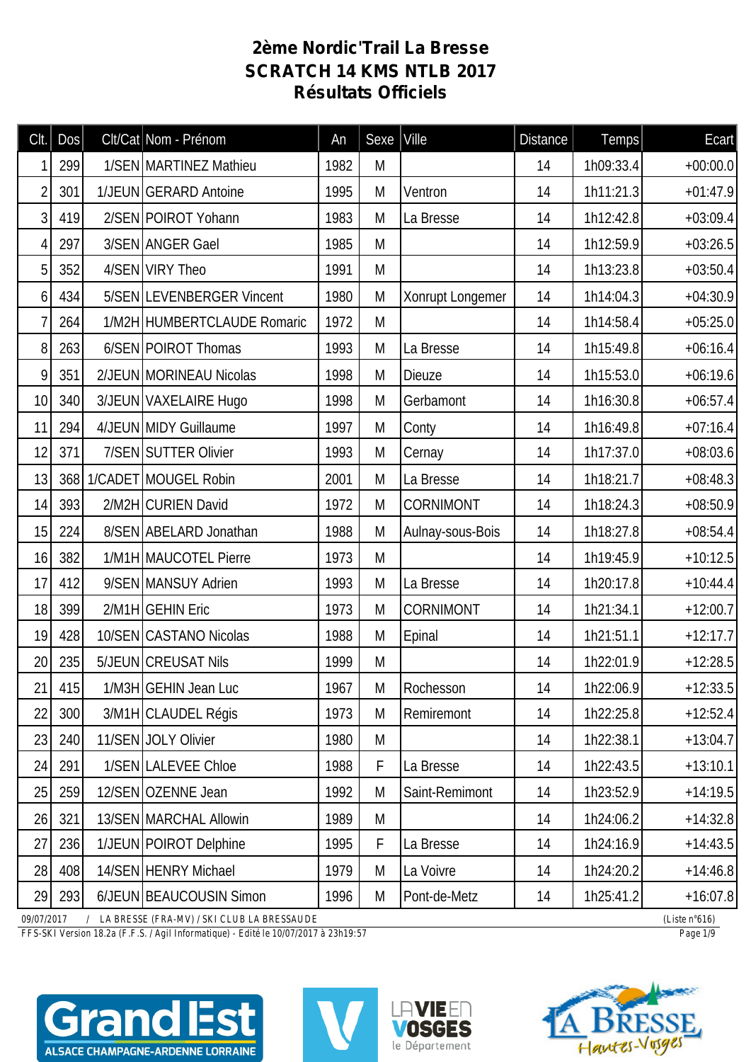# 2ème Nordic'Trail La Bresse
## SCRATCH 14 KMS NTLB 2017
## Résultats Officiels

| Clt. | Dos | Clt/Cat | Nom - Prénom | An | Sexe | Ville | Distance | Temps | Ecart |
|---|---|---|---|---|---|---|---|---|---|
| 1 | 299 | 1/SEN | MARTINEZ Mathieu | 1982 | M | | 14 | 1h09:33.4 | +00:00.0 |
| 2 | 301 | 1/JEUN | GERARD Antoine | 1995 | M | Ventron | 14 | 1h11:21.3 | +01:47.9 |
| 3 | 419 | 2/SEN | POIROT Yohann | 1983 | M | La Bresse | 14 | 1h12:42.8 | +03:09.4 |
| 4 | 297 | 3/SEN | ANGER Gael | 1985 | M | | 14 | 1h12:59.9 | +03:26.5 |
| 5 | 352 | 4/SEN | VIRY Theo | 1991 | M | | 14 | 1h13:23.8 | +03:50.4 |
| 6 | 434 | 5/SEN | LEVENBERGER Vincent | 1980 | M | Xonrupt Longemer | 14 | 1h14:04.3 | +04:30.9 |
| 7 | 264 | 1/M2H | HUMBERTCLAUDE Romaric | 1972 | M | | 14 | 1h14:58.4 | +05:25.0 |
| 8 | 263 | 6/SEN | POIROT Thomas | 1993 | M | La Bresse | 14 | 1h15:49.8 | +06:16.4 |
| 9 | 351 | 2/JEUN | MORINEAU Nicolas | 1998 | M | Dieuze | 14 | 1h15:53.0 | +06:19.6 |
| 10 | 340 | 3/JEUN | VAXELAIRE Hugo | 1998 | M | Gerbamont | 14 | 1h16:30.8 | +06:57.4 |
| 11 | 294 | 4/JEUN | MIDY Guillaume | 1997 | M | Conty | 14 | 1h16:49.8 | +07:16.4 |
| 12 | 371 | 7/SEN | SUTTER Olivier | 1993 | M | Cernay | 14 | 1h17:37.0 | +08:03.6 |
| 13 | 368 | 1/CADET | MOUGEL Robin | 2001 | M | La Bresse | 14 | 1h18:21.7 | +08:48.3 |
| 14 | 393 | 2/M2H | CURIEN David | 1972 | M | CORNIMONT | 14 | 1h18:24.3 | +08:50.9 |
| 15 | 224 | 8/SEN | ABELARD Jonathan | 1988 | M | Aulnay-sous-Bois | 14 | 1h18:27.8 | +08:54.4 |
| 16 | 382 | 1/M1H | MAUCOTEL Pierre | 1973 | M | | 14 | 1h19:45.9 | +10:12.5 |
| 17 | 412 | 9/SEN | MANSUY Adrien | 1993 | M | La Bresse | 14 | 1h20:17.8 | +10:44.4 |
| 18 | 399 | 2/M1H | GEHIN Eric | 1973 | M | CORNIMONT | 14 | 1h21:34.1 | +12:00.7 |
| 19 | 428 | 10/SEN | CASTANO Nicolas | 1988 | M | Epinal | 14 | 1h21:51.1 | +12:17.7 |
| 20 | 235 | 5/JEUN | CREUSAT Nils | 1999 | M | | 14 | 1h22:01.9 | +12:28.5 |
| 21 | 415 | 1/M3H | GEHIN Jean Luc | 1967 | M | Rochesson | 14 | 1h22:06.9 | +12:33.5 |
| 22 | 300 | 3/M1H | CLAUDEL Régis | 1973 | M | Remiremont | 14 | 1h22:25.8 | +12:52.4 |
| 23 | 240 | 11/SEN | JOLY Olivier | 1980 | M | | 14 | 1h22:38.1 | +13:04.7 |
| 24 | 291 | 1/SEN | LALEVEE Chloe | 1988 | F | La Bresse | 14 | 1h22:43.5 | +13:10.1 |
| 25 | 259 | 12/SEN | OZENNE Jean | 1992 | M | Saint-Remimont | 14 | 1h23:52.9 | +14:19.5 |
| 26 | 321 | 13/SEN | MARCHAL Allowin | 1989 | M | | 14 | 1h24:06.2 | +14:32.8 |
| 27 | 236 | 1/JEUN | POIROT Delphine | 1995 | F | La Bresse | 14 | 1h24:16.9 | +14:43.5 |
| 28 | 408 | 14/SEN | HENRY Michael | 1979 | M | La Voivre | 14 | 1h24:20.2 | +14:46.8 |
| 29 | 293 | 6/JEUN | BEAUCOUSIN Simon | 1996 | M | Pont-de-Metz | 14 | 1h25:41.2 | +16:07.8 |

09/07/2017 / LA BRESSE (FRA-MV) / SKI CLUB LA BRESSAUDE (Liste n°616)

FFS-SKI Version 18.2a (F.F.S. / Agil Informatique) - Edité le 10/07/2017 à 23h19:57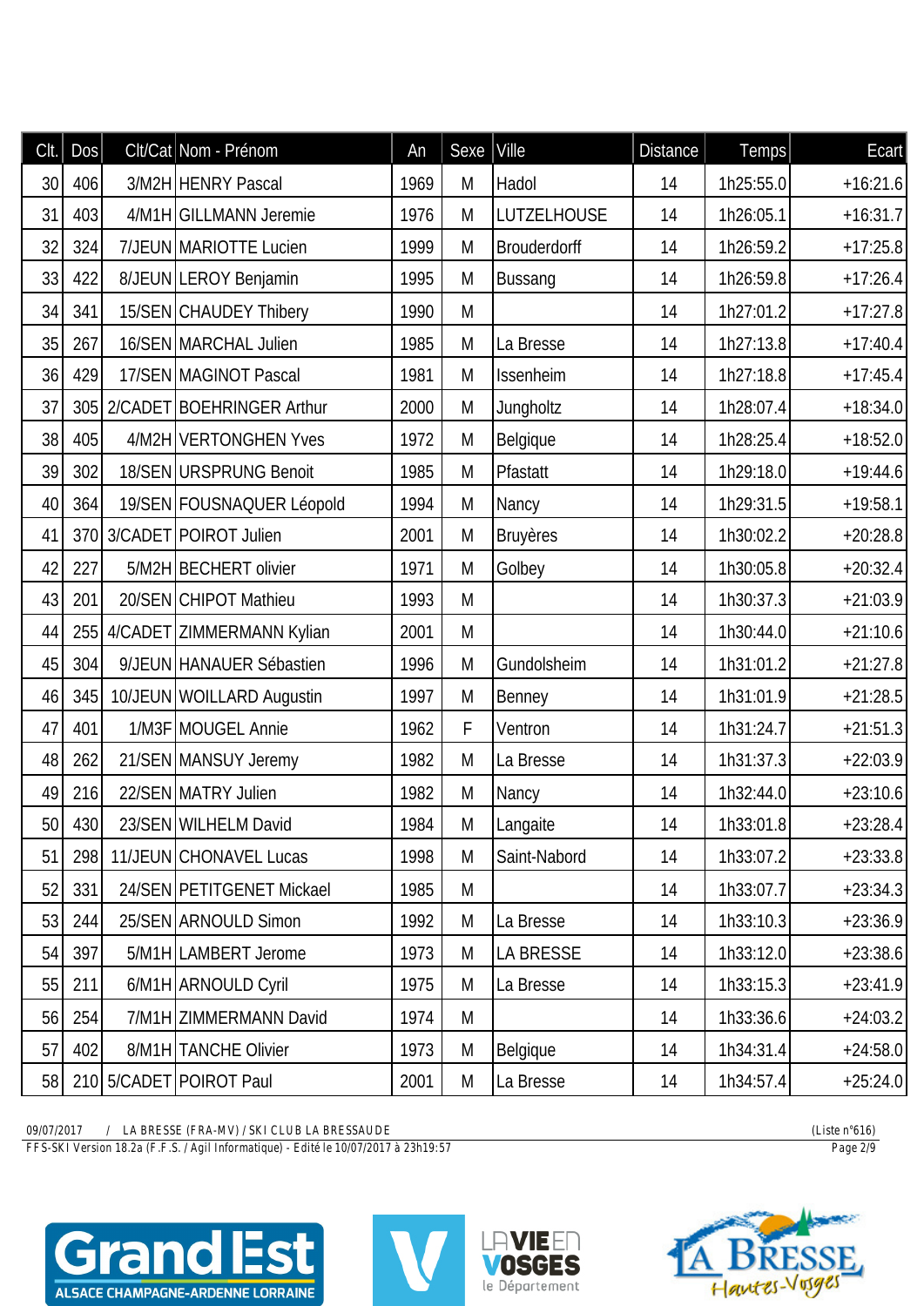| Clt. | Dos | Clt/Cat | Nom - Prénom | An | Sexe | Ville | Distance | Temps | Ecart |
|---|---|---|---|---|---|---|---|---|---|
| 30 | 406 | 3/M2H | HENRY Pascal | 1969 | M | Hadol | 14 | 1h25:55.0 | +16:21.6 |
| 31 | 403 | 4/M1H | GILLMANN Jeremie | 1976 | M | LUTZELHOUSE | 14 | 1h26:05.1 | +16:31.7 |
| 32 | 324 | 7/JEUN | MARIOTTE Lucien | 1999 | M | Brouderdorff | 14 | 1h26:59.2 | +17:25.8 |
| 33 | 422 | 8/JEUN | LEROY Benjamin | 1995 | M | Bussang | 14 | 1h26:59.8 | +17:26.4 |
| 34 | 341 | 15/SEN | CHAUDEY Thibery | 1990 | M | | 14 | 1h27:01.2 | +17:27.8 |
| 35 | 267 | 16/SEN | MARCHAL Julien | 1985 | M | La Bresse | 14 | 1h27:13.8 | +17:40.4 |
| 36 | 429 | 17/SEN | MAGINOT Pascal | 1981 | M | Issenheim | 14 | 1h27:18.8 | +17:45.4 |
| 37 | 305 | 2/CADET | BOEHRINGER Arthur | 2000 | M | Jungholtz | 14 | 1h28:07.4 | +18:34.0 |
| 38 | 405 | 4/M2H | VERTONGHEN Yves | 1972 | M | Belgique | 14 | 1h28:25.4 | +18:52.0 |
| 39 | 302 | 18/SEN | URSPRUNG Benoit | 1985 | M | Pfastatt | 14 | 1h29:18.0 | +19:44.6 |
| 40 | 364 | 19/SEN | FOUSNAQUER Léopold | 1994 | M | Nancy | 14 | 1h29:31.5 | +19:58.1 |
| 41 | 370 | 3/CADET | POIROT Julien | 2001 | M | Bruyères | 14 | 1h30:02.2 | +20:28.8 |
| 42 | 227 | 5/M2H | BECHERT olivier | 1971 | M | Golbey | 14 | 1h30:05.8 | +20:32.4 |
| 43 | 201 | 20/SEN | CHIPOT Mathieu | 1993 | M | | 14 | 1h30:37.3 | +21:03.9 |
| 44 | 255 | 4/CADET | ZIMMERMANN Kylian | 2001 | M | | 14 | 1h30:44.0 | +21:10.6 |
| 45 | 304 | 9/JEUN | HANAUER Sébastien | 1996 | M | Gundolsheim | 14 | 1h31:01.2 | +21:27.8 |
| 46 | 345 | 10/JEUN | WOILLARD Augustin | 1997 | M | Benney | 14 | 1h31:01.9 | +21:28.5 |
| 47 | 401 | 1/M3F | MOUGEL Annie | 1962 | F | Ventron | 14 | 1h31:24.7 | +21:51.3 |
| 48 | 262 | 21/SEN | MANSUY Jeremy | 1982 | M | La Bresse | 14 | 1h31:37.3 | +22:03.9 |
| 49 | 216 | 22/SEN | MATRY Julien | 1982 | M | Nancy | 14 | 1h32:44.0 | +23:10.6 |
| 50 | 430 | 23/SEN | WILHELM David | 1984 | M | Langaite | 14 | 1h33:01.8 | +23:28.4 |
| 51 | 298 | 11/JEUN | CHONAVEL Lucas | 1998 | M | Saint-Nabord | 14 | 1h33:07.2 | +23:33.8 |
| 52 | 331 | 24/SEN | PETITGENET Mickael | 1985 | M | | 14 | 1h33:07.7 | +23:34.3 |
| 53 | 244 | 25/SEN | ARNOULD Simon | 1992 | M | La Bresse | 14 | 1h33:10.3 | +23:36.9 |
| 54 | 397 | 5/M1H | LAMBERT Jerome | 1973 | M | LA BRESSE | 14 | 1h33:12.0 | +23:38.6 |
| 55 | 211 | 6/M1H | ARNOULD Cyril | 1975 | M | La Bresse | 14 | 1h33:15.3 | +23:41.9 |
| 56 | 254 | 7/M1H | ZIMMERMANN David | 1974 | M | | 14 | 1h33:36.6 | +24:03.2 |
| 57 | 402 | 8/M1H | TANCHE Olivier | 1973 | M | Belgique | 14 | 1h34:31.4 | +24:58.0 |
| 58 | 210 | 5/CADET | POIROT Paul | 2001 | M | La Bresse | 14 | 1h34:57.4 | +25:24.0 |

09/07/2017 / LA BRESSE (FRA-MV) / SKI CLUB LA BRESSAUDE (Liste n°616)

FFS-SKI Version 18.2a (F.F.S. / Agil Informatique) - Edité le 10/07/2017 à 23h19:57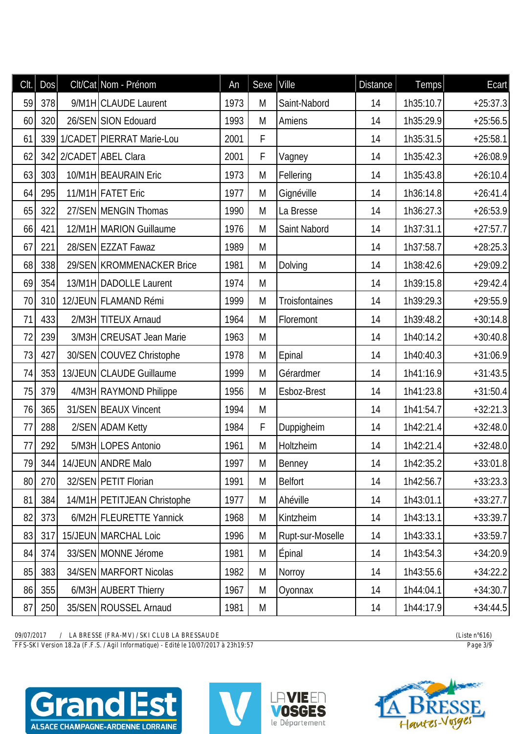| Clt. | Dos | Clt/Cat | Nom - Prénom | An | Sexe | Ville | Distance | Temps | Ecart |
|---|---|---|---|---|---|---|---|---|---|
| 59 | 378 | 9/M1H | CLAUDE Laurent | 1973 | M | Saint-Nabord | 14 | 1h35:10.7 | +25:37.3 |
| 60 | 320 | 26/SEN | SION Edouard | 1993 | M | Amiens | 14 | 1h35:29.9 | +25:56.5 |
| 61 | 339 | 1/CADET | PIERRAT Marie-Lou | 2001 | F | | 14 | 1h35:31.5 | +25:58.1 |
| 62 | 342 | 2/CADET | ABEL Clara | 2001 | F | Vagney | 14 | 1h35:42.3 | +26:08.9 |
| 63 | 303 | 10/M1H | BEAURAIN Eric | 1973 | M | Fellering | 14 | 1h35:43.8 | +26:10.4 |
| 64 | 295 | 11/M1H | FATET Eric | 1977 | M | Gignéville | 14 | 1h36:14.8 | +26:41.4 |
| 65 | 322 | 27/SEN | MENGIN Thomas | 1990 | M | La Bresse | 14 | 1h36:27.3 | +26:53.9 |
| 66 | 421 | 12/M1H | MARION Guillaume | 1976 | M | Saint Nabord | 14 | 1h37:31.1 | +27:57.7 |
| 67 | 221 | 28/SEN | EZZAT Fawaz | 1989 | M | | 14 | 1h37:58.7 | +28:25.3 |
| 68 | 338 | 29/SEN | KROMMENACKER Brice | 1981 | M | Dolving | 14 | 1h38:42.6 | +29:09.2 |
| 69 | 354 | 13/M1H | DADOLLE Laurent | 1974 | M | | 14 | 1h39:15.8 | +29:42.4 |
| 70 | 310 | 12/JEUN | FLAMAND Rémi | 1999 | M | Troisfontaines | 14 | 1h39:29.3 | +29:55.9 |
| 71 | 433 | 2/M3H | TITEUX Arnaud | 1964 | M | Floremont | 14 | 1h39:48.2 | +30:14.8 |
| 72 | 239 | 3/M3H | CREUSAT Jean Marie | 1963 | M | | 14 | 1h40:14.2 | +30:40.8 |
| 73 | 427 | 30/SEN | COUVEZ Christophe | 1978 | M | Epinal | 14 | 1h40:40.3 | +31:06.9 |
| 74 | 353 | 13/JEUN | CLAUDE Guillaume | 1999 | M | Gérardmer | 14 | 1h41:16.9 | +31:43.5 |
| 75 | 379 | 4/M3H | RAYMOND Philippe | 1956 | M | Esboz-Brest | 14 | 1h41:23.8 | +31:50.4 |
| 76 | 365 | 31/SEN | BEAUX Vincent | 1994 | M | | 14 | 1h41:54.7 | +32:21.3 |
| 77 | 288 | 2/SEN | ADAM Ketty | 1984 | F | Duppigheim | 14 | 1h42:21.4 | +32:48.0 |
| 77 | 292 | 5/M3H | LOPES Antonio | 1961 | M | Holtzheim | 14 | 1h42:21.4 | +32:48.0 |
| 79 | 344 | 14/JEUN | ANDRE Malo | 1997 | M | Benney | 14 | 1h42:35.2 | +33:01.8 |
| 80 | 270 | 32/SEN | PETIT Florian | 1991 | M | Belfort | 14 | 1h42:56.7 | +33:23.3 |
| 81 | 384 | 14/M1H | PETITJEAN Christophe | 1977 | M | Ahéville | 14 | 1h43:01.1 | +33:27.7 |
| 82 | 373 | 6/M2H | FLEURETTE Yannick | 1968 | M | Kintzheim | 14 | 1h43:13.1 | +33:39.7 |
| 83 | 317 | 15/JEUN | MARCHAL Loic | 1996 | M | Rupt-sur-Moselle | 14 | 1h43:33.1 | +33:59.7 |
| 84 | 374 | 33/SEN | MONNE Jérome | 1981 | M | Épinal | 14 | 1h43:54.3 | +34:20.9 |
| 85 | 383 | 34/SEN | MARFORT Nicolas | 1982 | M | Norroy | 14 | 1h43:55.6 | +34:22.2 |
| 86 | 355 | 6/M3H | AUBERT Thierry | 1967 | M | Oyonnax | 14 | 1h44:04.1 | +34:30.7 |
| 87 | 250 | 35/SEN | ROUSSEL Arnaud | 1981 | M | | 14 | 1h44:17.9 | +34:44.5 |

09/07/2017 / LA BRESSE (FRA-MV) / SKI CLUB LA BRESSAUDE (Liste n°616)
FFS-SKI Version 18.2a (F.F.S. / Agil Informatique) - Edité le 10/07/2017 à 23h19:57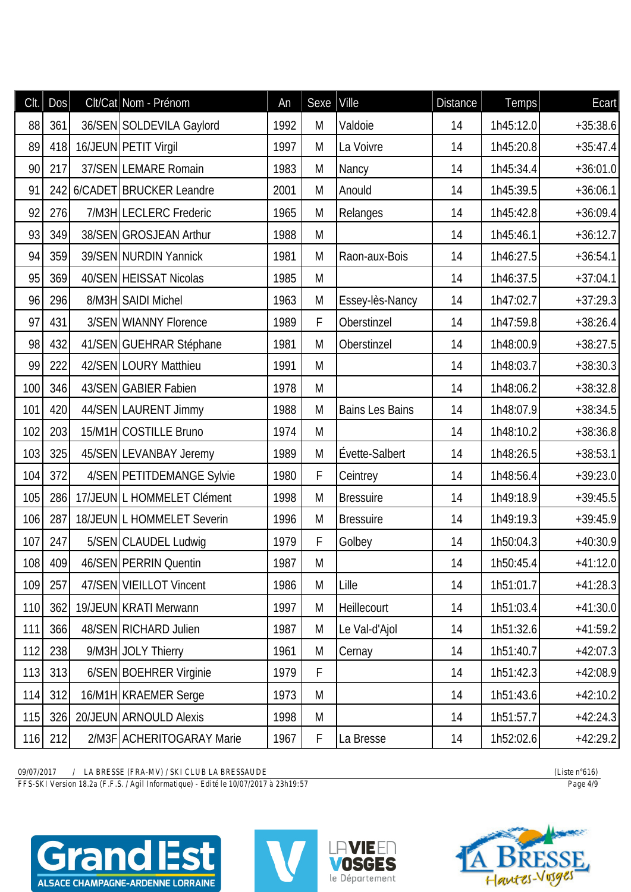| Clt. | Dos | Clt/Cat | Nom - Prénom | An | Sexe | Ville | Distance | Temps | Ecart |
|---|---|---|---|---|---|---|---|---|---|
| 88 | 361 | 36/SEN | SOLDEVILA Gaylord | 1992 | M | Valdoie | 14 | 1h45:12.0 | +35:38.6 |
| 89 | 418 | 16/JEUN | PETIT Virgil | 1997 | M | La Voivre | 14 | 1h45:20.8 | +35:47.4 |
| 90 | 217 | 37/SEN | LEMARE Romain | 1983 | M | Nancy | 14 | 1h45:34.4 | +36:01.0 |
| 91 | 242 | 6/CADET | BRUCKER Leandre | 2001 | M | Anould | 14 | 1h45:39.5 | +36:06.1 |
| 92 | 276 | 7/M3H | LECLERC Frederic | 1965 | M | Relanges | 14 | 1h45:42.8 | +36:09.4 |
| 93 | 349 | 38/SEN | GROSJEAN Arthur | 1988 | M | | 14 | 1h45:46.1 | +36:12.7 |
| 94 | 359 | 39/SEN | NURDIN Yannick | 1981 | M | Raon-aux-Bois | 14 | 1h46:27.5 | +36:54.1 |
| 95 | 369 | 40/SEN | HEISSAT Nicolas | 1985 | M | | 14 | 1h46:37.5 | +37:04.1 |
| 96 | 296 | 8/M3H | SAIDI Michel | 1963 | M | Essey-lès-Nancy | 14 | 1h47:02.7 | +37:29.3 |
| 97 | 431 | 3/SEN | WIANNY Florence | 1989 | F | Oberstinzel | 14 | 1h47:59.8 | +38:26.4 |
| 98 | 432 | 41/SEN | GUEHRAR Stéphane | 1981 | M | Oberstinzel | 14 | 1h48:00.9 | +38:27.5 |
| 99 | 222 | 42/SEN | LOURY Matthieu | 1991 | M | | 14 | 1h48:03.7 | +38:30.3 |
| 100 | 346 | 43/SEN | GABIER Fabien | 1978 | M | | 14 | 1h48:06.2 | +38:32.8 |
| 101 | 420 | 44/SEN | LAURENT Jimmy | 1988 | M | Bains Les Bains | 14 | 1h48:07.9 | +38:34.5 |
| 102 | 203 | 15/M1H | COSTILLE Bruno | 1974 | M | | 14 | 1h48:10.2 | +38:36.8 |
| 103 | 325 | 45/SEN | LEVANBAY Jeremy | 1989 | M | Évette-Salbert | 14 | 1h48:26.5 | +38:53.1 |
| 104 | 372 | 4/SEN | PETITDEMANGE Sylvie | 1980 | F | Ceintrey | 14 | 1h48:56.4 | +39:23.0 |
| 105 | 286 | 17/JEUN | L HOMMELET Clément | 1998 | M | Bressuire | 14 | 1h49:18.9 | +39:45.5 |
| 106 | 287 | 18/JEUN | L HOMMELET Severin | 1996 | M | Bressuire | 14 | 1h49:19.3 | +39:45.9 |
| 107 | 247 | 5/SEN | CLAUDEL Ludwig | 1979 | F | Golbey | 14 | 1h50:04.3 | +40:30.9 |
| 108 | 409 | 46/SEN | PERRIN Quentin | 1987 | M | | 14 | 1h50:45.4 | +41:12.0 |
| 109 | 257 | 47/SEN | VIEILLOT Vincent | 1986 | M | Lille | 14 | 1h51:01.7 | +41:28.3 |
| 110 | 362 | 19/JEUN | KRATI Merwann | 1997 | M | Heillecourt | 14 | 1h51:03.4 | +41:30.0 |
| 111 | 366 | 48/SEN | RICHARD Julien | 1987 | M | Le Val-d'Ajol | 14 | 1h51:32.6 | +41:59.2 |
| 112 | 238 | 9/M3H | JOLY Thierry | 1961 | M | Cernay | 14 | 1h51:40.7 | +42:07.3 |
| 113 | 313 | 6/SEN | BOEHRER Virginie | 1979 | F | | 14 | 1h51:42.3 | +42:08.9 |
| 114 | 312 | 16/M1H | KRAEMER Serge | 1973 | M | | 14 | 1h51:43.6 | +42:10.2 |
| 115 | 326 | 20/JEUN | ARNOULD Alexis | 1998 | M | | 14 | 1h51:57.7 | +42:24.3 |
| 116 | 212 | 2/M3F | ACHERITOGARAY Marie | 1967 | F | La Bresse | 14 | 1h52:02.6 | +42:29.2 |

09/07/2017 / LA BRESSE (FRA-MV) / SKI CLUB LA BRESSAUDE (Liste n°616)

FFS-SKI Version 18.2a (F.F.S. / Agil Informatique) - Edité le 10/07/2017 à 23h19:57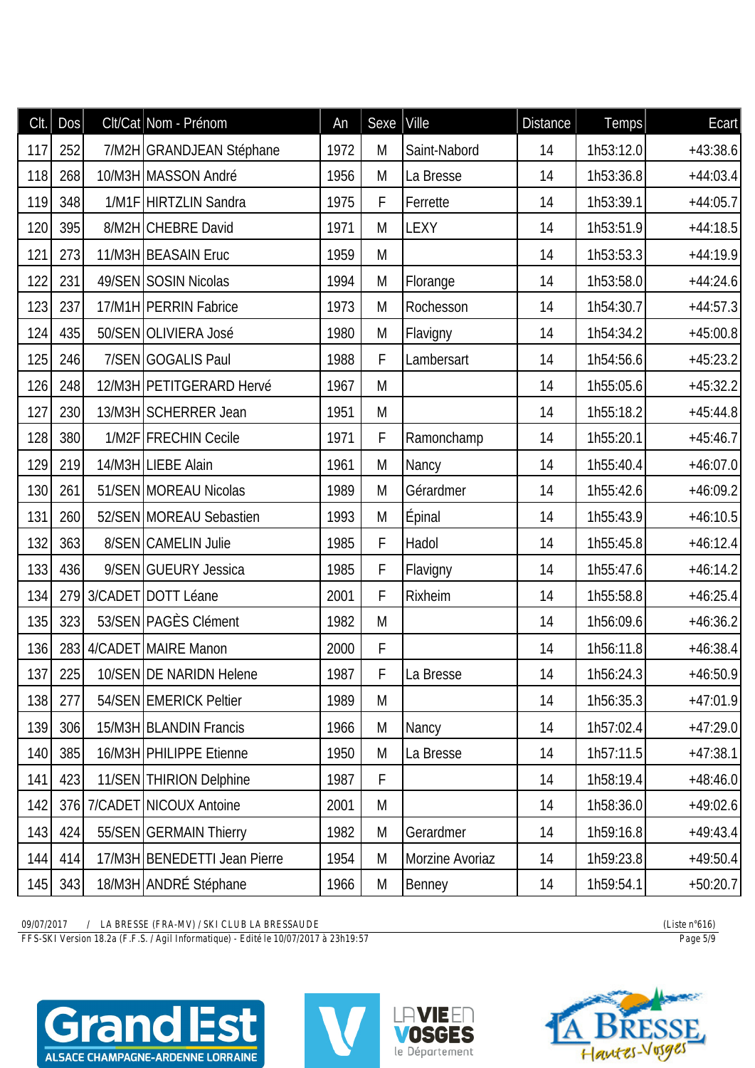| Clt. | Dos | Clt/Cat | Nom - Prénom | An | Sexe | Ville | Distance | Temps | Ecart |
|---|---|---|---|---|---|---|---|---|---|
| 117 | 252 | 7/M2H | GRANDJEAN Stéphane | 1972 | M | Saint-Nabord | 14 | 1h53:12.0 | +43:38.6 |
| 118 | 268 | 10/M3H | MASSON André | 1956 | M | La Bresse | 14 | 1h53:36.8 | +44:03.4 |
| 119 | 348 | 1/M1F | HIRTZLIN Sandra | 1975 | F | Ferrette | 14 | 1h53:39.1 | +44:05.7 |
| 120 | 395 | 8/M2H | CHEBRE David | 1971 | M | LEXY | 14 | 1h53:51.9 | +44:18.5 |
| 121 | 273 | 11/M3H | BEASAIN Eruc | 1959 | M | | 14 | 1h53:53.3 | +44:19.9 |
| 122 | 231 | 49/SEN | SOSIN Nicolas | 1994 | M | Florange | 14 | 1h53:58.0 | +44:24.6 |
| 123 | 237 | 17/M1H | PERRIN Fabrice | 1973 | M | Rochesson | 14 | 1h54:30.7 | +44:57.3 |
| 124 | 435 | 50/SEN | OLIVIERA José | 1980 | M | Flavigny | 14 | 1h54:34.2 | +45:00.8 |
| 125 | 246 | 7/SEN | GOGALIS Paul | 1988 | F | Lambersart | 14 | 1h54:56.6 | +45:23.2 |
| 126 | 248 | 12/M3H | PETITGERARD Hervé | 1967 | M | | 14 | 1h55:05.6 | +45:32.2 |
| 127 | 230 | 13/M3H | SCHERRER Jean | 1951 | M | | 14 | 1h55:18.2 | +45:44.8 |
| 128 | 380 | 1/M2F | FRECHIN Cecile | 1971 | F | Ramonchamp | 14 | 1h55:20.1 | +45:46.7 |
| 129 | 219 | 14/M3H | LIEBE Alain | 1961 | M | Nancy | 14 | 1h55:40.4 | +46:07.0 |
| 130 | 261 | 51/SEN | MOREAU Nicolas | 1989 | M | Gérardmer | 14 | 1h55:42.6 | +46:09.2 |
| 131 | 260 | 52/SEN | MOREAU Sebastien | 1993 | M | Épinal | 14 | 1h55:43.9 | +46:10.5 |
| 132 | 363 | 8/SEN | CAMELIN Julie | 1985 | F | Hadol | 14 | 1h55:45.8 | +46:12.4 |
| 133 | 436 | 9/SEN | GUEURY Jessica | 1985 | F | Flavigny | 14 | 1h55:47.6 | +46:14.2 |
| 134 | 279 | 3/CADET | DOTT Léane | 2001 | F | Rixheim | 14 | 1h55:58.8 | +46:25.4 |
| 135 | 323 | 53/SEN | PAGÈS Clément | 1982 | M | | 14 | 1h56:09.6 | +46:36.2 |
| 136 | 283 | 4/CADET | MAIRE Manon | 2000 | F | | 14 | 1h56:11.8 | +46:38.4 |
| 137 | 225 | 10/SEN | DE NARIDN Helene | 1987 | F | La Bresse | 14 | 1h56:24.3 | +46:50.9 |
| 138 | 277 | 54/SEN | EMERICK Peltier | 1989 | M | | 14 | 1h56:35.3 | +47:01.9 |
| 139 | 306 | 15/M3H | BLANDIN Francis | 1966 | M | Nancy | 14 | 1h57:02.4 | +47:29.0 |
| 140 | 385 | 16/M3H | PHILIPPE Etienne | 1950 | M | La Bresse | 14 | 1h57:11.5 | +47:38.1 |
| 141 | 423 | 11/SEN | THIRION Delphine | 1987 | F | | 14 | 1h58:19.4 | +48:46.0 |
| 142 | 376 | 7/CADET | NICOUX Antoine | 2001 | M | | 14 | 1h58:36.0 | +49:02.6 |
| 143 | 424 | 55/SEN | GERMAIN Thierry | 1982 | M | Gerardmer | 14 | 1h59:16.8 | +49:43.4 |
| 144 | 414 | 17/M3H | BENEDETTI Jean Pierre | 1954 | M | Morzine Avoriaz | 14 | 1h59:23.8 | +49:50.4 |
| 145 | 343 | 18/M3H | ANDRÉ Stéphane | 1966 | M | Benney | 14 | 1h59:54.1 | +50:20.7 |

09/07/2017 / LA BRESSE (FRA-MV) / SKI CLUB LA BRESSAUDE (Liste n°616)

FFS-SKI Version 18.2a (F.F.S. / Agil Informatique) - Edité le 10/07/2017 à 23h19:57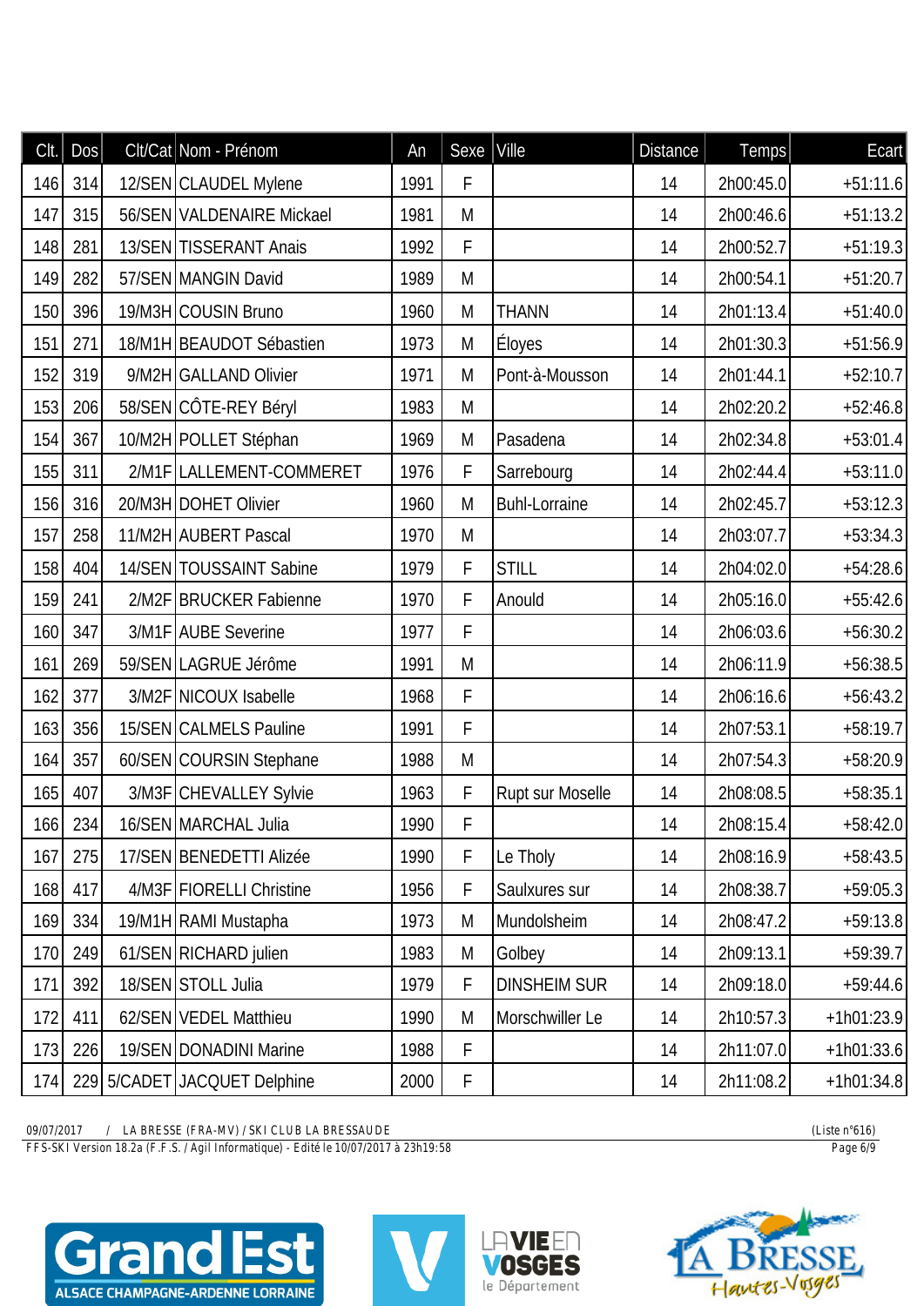| Clt. | Dos | Clt/Cat | Nom - Prénom | An | Sexe | Ville | Distance | Temps | Ecart |
|---|---|---|---|---|---|---|---|---|---|
| 146 | 314 | 12/SEN | CLAUDEL Mylene | 1991 | F | | 14 | 2h00:45.0 | +51:11.6 |
| 147 | 315 | 56/SEN | VALDENAIRE Mickael | 1981 | M | | 14 | 2h00:46.6 | +51:13.2 |
| 148 | 281 | 13/SEN | TISSERANT Anais | 1992 | F | | 14 | 2h00:52.7 | +51:19.3 |
| 149 | 282 | 57/SEN | MANGIN David | 1989 | M | | 14 | 2h00:54.1 | +51:20.7 |
| 150 | 396 | 19/M3H | COUSIN Bruno | 1960 | M | THANN | 14 | 2h01:13.4 | +51:40.0 |
| 151 | 271 | 18/M1H | BEAUDOT Sébastien | 1973 | M | Éloyes | 14 | 2h01:30.3 | +51:56.9 |
| 152 | 319 | 9/M2H | GALLAND Olivier | 1971 | M | Pont-à-Mousson | 14 | 2h01:44.1 | +52:10.7 |
| 153 | 206 | 58/SEN | CÔTE-REY Béryl | 1983 | M | | 14 | 2h02:20.2 | +52:46.8 |
| 154 | 367 | 10/M2H | POLLET Stéphan | 1969 | M | Pasadena | 14 | 2h02:34.8 | +53:01.4 |
| 155 | 311 | 2/M1F | LALLEMENT-COMMERET | 1976 | F | Sarrebourg | 14 | 2h02:44.4 | +53:11.0 |
| 156 | 316 | 20/M3H | DOHET Olivier | 1960 | M | Buhl-Lorraine | 14 | 2h02:45.7 | +53:12.3 |
| 157 | 258 | 11/M2H | AUBERT Pascal | 1970 | M | | 14 | 2h03:07.7 | +53:34.3 |
| 158 | 404 | 14/SEN | TOUSSAINT Sabine | 1979 | F | STILL | 14 | 2h04:02.0 | +54:28.6 |
| 159 | 241 | 2/M2F | BRUCKER Fabienne | 1970 | F | Anould | 14 | 2h05:16.0 | +55:42.6 |
| 160 | 347 | 3/M1F | AUBE Severine | 1977 | F | | 14 | 2h06:03.6 | +56:30.2 |
| 161 | 269 | 59/SEN | LAGRUE Jérôme | 1991 | M | | 14 | 2h06:11.9 | +56:38.5 |
| 162 | 377 | 3/M2F | NICOUX Isabelle | 1968 | F | | 14 | 2h06:16.6 | +56:43.2 |
| 163 | 356 | 15/SEN | CALMELS Pauline | 1991 | F | | 14 | 2h07:53.1 | +58:19.7 |
| 164 | 357 | 60/SEN | COURSIN Stephane | 1988 | M | | 14 | 2h07:54.3 | +58:20.9 |
| 165 | 407 | 3/M3F | CHEVALLEY Sylvie | 1963 | F | Rupt sur Moselle | 14 | 2h08:08.5 | +58:35.1 |
| 166 | 234 | 16/SEN | MARCHAL Julia | 1990 | F | | 14 | 2h08:15.4 | +58:42.0 |
| 167 | 275 | 17/SEN | BENEDETTI Alizée | 1990 | F | Le Tholy | 14 | 2h08:16.9 | +58:43.5 |
| 168 | 417 | 4/M3F | FIORELLI Christine | 1956 | F | Saulxures sur | 14 | 2h08:38.7 | +59:05.3 |
| 169 | 334 | 19/M1H | RAMI Mustapha | 1973 | M | Mundolsheim | 14 | 2h08:47.2 | +59:13.8 |
| 170 | 249 | 61/SEN | RICHARD julien | 1983 | M | Golbey | 14 | 2h09:13.1 | +59:39.7 |
| 171 | 392 | 18/SEN | STOLL Julia | 1979 | F | DINSHEIM SUR | 14 | 2h09:18.0 | +59:44.6 |
| 172 | 411 | 62/SEN | VEDEL Matthieu | 1990 | M | Morschwiller Le | 14 | 2h10:57.3 | +1h01:23.9 |
| 173 | 226 | 19/SEN | DONADINI Marine | 1988 | F | | 14 | 2h11:07.0 | +1h01:33.6 |
| 174 | 229 | 5/CADET | JACQUET Delphine | 2000 | F | | 14 | 2h11:08.2 | +1h01:34.8 |

09/07/2017 / LA BRESSE (FRA-MV) / SKI CLUB LA BRESSAUDE (Liste n°616)

FFS-SKI Version 18.2a (F.F.S. / Agil Informatique) - Edité le 10/07/2017 à 23h19:58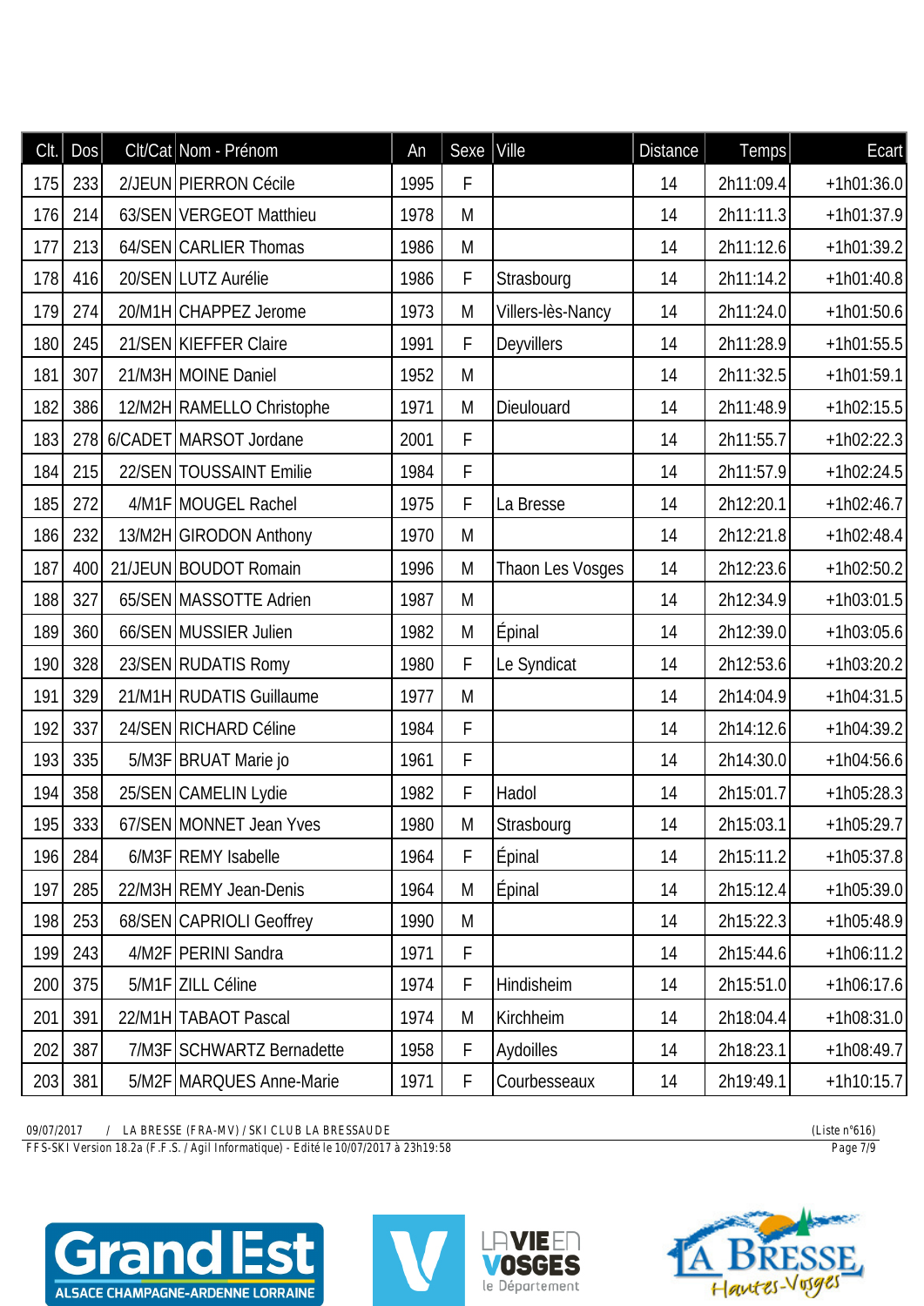| Clt. | Dos | Clt/Cat | Nom - Prénom | An | Sexe | Ville | Distance | Temps | Ecart |
|---|---|---|---|---|---|---|---|---|---|
| 175 | 233 | 2/JEUN | PIERRON Cécile | 1995 | F | | 14 | 2h11:09.4 | +1h01:36.0 |
| 176 | 214 | 63/SEN | VERGEOT Matthieu | 1978 | M | | 14 | 2h11:11.3 | +1h01:37.9 |
| 177 | 213 | 64/SEN | CARLIER Thomas | 1986 | M | | 14 | 2h11:12.6 | +1h01:39.2 |
| 178 | 416 | 20/SEN | LUTZ Aurélie | 1986 | F | Strasbourg | 14 | 2h11:14.2 | +1h01:40.8 |
| 179 | 274 | 20/M1H | CHAPPEZ Jerome | 1973 | M | Villers-lès-Nancy | 14 | 2h11:24.0 | +1h01:50.6 |
| 180 | 245 | 21/SEN | KIEFFER Claire | 1991 | F | Deyvillers | 14 | 2h11:28.9 | +1h01:55.5 |
| 181 | 307 | 21/M3H | MOINE Daniel | 1952 | M | | 14 | 2h11:32.5 | +1h01:59.1 |
| 182 | 386 | 12/M2H | RAMELLO Christophe | 1971 | M | Dieulouard | 14 | 2h11:48.9 | +1h02:15.5 |
| 183 | 278 | 6/CADET | MARSOT Jordane | 2001 | F | | 14 | 2h11:55.7 | +1h02:22.3 |
| 184 | 215 | 22/SEN | TOUSSAINT Emilie | 1984 | F | | 14 | 2h11:57.9 | +1h02:24.5 |
| 185 | 272 | 4/M1F | MOUGEL Rachel | 1975 | F | La Bresse | 14 | 2h12:20.1 | +1h02:46.7 |
| 186 | 232 | 13/M2H | GIRODON Anthony | 1970 | M | | 14 | 2h12:21.8 | +1h02:48.4 |
| 187 | 400 | 21/JEUN | BOUDOT Romain | 1996 | M | Thaon Les Vosges | 14 | 2h12:23.6 | +1h02:50.2 |
| 188 | 327 | 65/SEN | MASSOTTE Adrien | 1987 | M | | 14 | 2h12:34.9 | +1h03:01.5 |
| 189 | 360 | 66/SEN | MUSSIER Julien | 1982 | M | Épinal | 14 | 2h12:39.0 | +1h03:05.6 |
| 190 | 328 | 23/SEN | RUDATIS Romy | 1980 | F | Le Syndicat | 14 | 2h12:53.6 | +1h03:20.2 |
| 191 | 329 | 21/M1H | RUDATIS Guillaume | 1977 | M | | 14 | 2h14:04.9 | +1h04:31.5 |
| 192 | 337 | 24/SEN | RICHARD Céline | 1984 | F | | 14 | 2h14:12.6 | +1h04:39.2 |
| 193 | 335 | 5/M3F | BRUAT Marie jo | 1961 | F | | 14 | 2h14:30.0 | +1h04:56.6 |
| 194 | 358 | 25/SEN | CAMELIN Lydie | 1982 | F | Hadol | 14 | 2h15:01.7 | +1h05:28.3 |
| 195 | 333 | 67/SEN | MONNET Jean Yves | 1980 | M | Strasbourg | 14 | 2h15:03.1 | +1h05:29.7 |
| 196 | 284 | 6/M3F | REMY Isabelle | 1964 | F | Épinal | 14 | 2h15:11.2 | +1h05:37.8 |
| 197 | 285 | 22/M3H | REMY Jean-Denis | 1964 | M | Épinal | 14 | 2h15:12.4 | +1h05:39.0 |
| 198 | 253 | 68/SEN | CAPRIOLI Geoffrey | 1990 | M | | 14 | 2h15:22.3 | +1h05:48.9 |
| 199 | 243 | 4/M2F | PERINI Sandra | 1971 | F | | 14 | 2h15:44.6 | +1h06:11.2 |
| 200 | 375 | 5/M1F | ZILL Céline | 1974 | F | Hindisheim | 14 | 2h15:51.0 | +1h06:17.6 |
| 201 | 391 | 22/M1H | TABAOT Pascal | 1974 | M | Kirchheim | 14 | 2h18:04.4 | +1h08:31.0 |
| 202 | 387 | 7/M3F | SCHWARTZ Bernadette | 1958 | F | Aydoilles | 14 | 2h18:23.1 | +1h08:49.7 |
| 203 | 381 | 5/M2F | MARQUES Anne-Marie | 1971 | F | Courbesseaux | 14 | 2h19:49.1 | +1h10:15.7 |

09/07/2017 / LA BRESSE (FRA-MV) / SKI CLUB LA BRESSAUDE (Liste n°616)
FFS-SKI Version 18.2a (F.F.S. / Agil Informatique) - Edité le 10/07/2017 à 23h19:58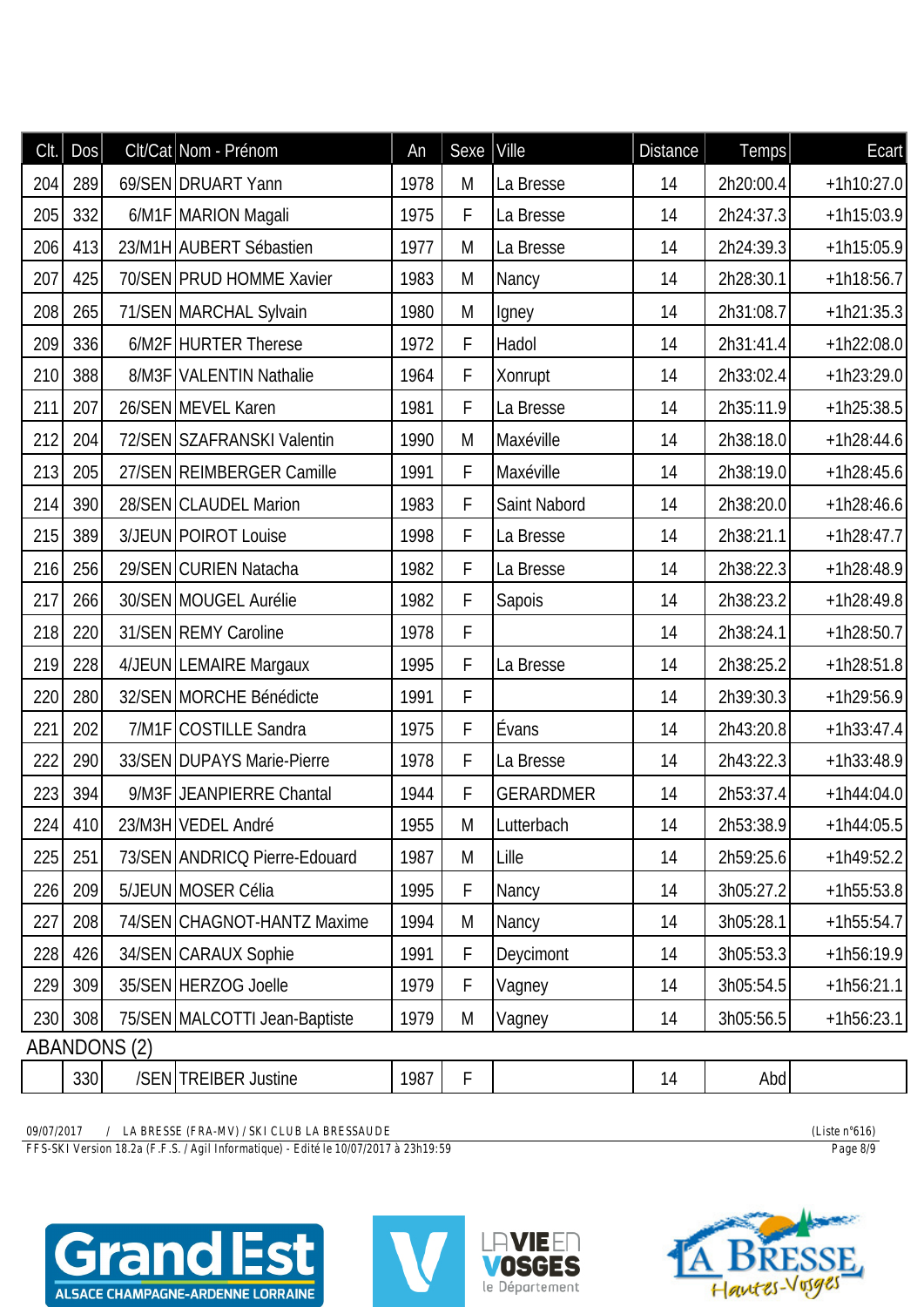| Clt. | Dos | Clt/Cat | Nom - Prénom | An | Sexe | Ville | Distance | Temps | Ecart |
|---|---|---|---|---|---|---|---|---|---|
| 204 | 289 | 69/SEN | DRUART Yann | 1978 | M | La Bresse | 14 | 2h20:00.4 | +1h10:27.0 |
| 205 | 332 | 6/M1F | MARION Magali | 1975 | F | La Bresse | 14 | 2h24:37.3 | +1h15:03.9 |
| 206 | 413 | 23/M1H | AUBERT Sébastien | 1977 | M | La Bresse | 14 | 2h24:39.3 | +1h15:05.9 |
| 207 | 425 | 70/SEN | PRUD HOMME Xavier | 1983 | M | Nancy | 14 | 2h28:30.1 | +1h18:56.7 |
| 208 | 265 | 71/SEN | MARCHAL Sylvain | 1980 | M | Igney | 14 | 2h31:08.7 | +1h21:35.3 |
| 209 | 336 | 6/M2F | HURTER Therese | 1972 | F | Hadol | 14 | 2h31:41.4 | +1h22:08.0 |
| 210 | 388 | 8/M3F | VALENTIN Nathalie | 1964 | F | Xonrupt | 14 | 2h33:02.4 | +1h23:29.0 |
| 211 | 207 | 26/SEN | MEVEL Karen | 1981 | F | La Bresse | 14 | 2h35:11.9 | +1h25:38.5 |
| 212 | 204 | 72/SEN | SZAFRANSKI Valentin | 1990 | M | Maxéville | 14 | 2h38:18.0 | +1h28:44.6 |
| 213 | 205 | 27/SEN | REIMBERGER Camille | 1991 | F | Maxéville | 14 | 2h38:19.0 | +1h28:45.6 |
| 214 | 390 | 28/SEN | CLAUDEL Marion | 1983 | F | Saint Nabord | 14 | 2h38:20.0 | +1h28:46.6 |
| 215 | 389 | 3/JEUN | POIROT Louise | 1998 | F | La Bresse | 14 | 2h38:21.1 | +1h28:47.7 |
| 216 | 256 | 29/SEN | CURIEN Natacha | 1982 | F | La Bresse | 14 | 2h38:22.3 | +1h28:48.9 |
| 217 | 266 | 30/SEN | MOUGEL Aurélie | 1982 | F | Sapois | 14 | 2h38:23.2 | +1h28:49.8 |
| 218 | 220 | 31/SEN | REMY Caroline | 1978 | F |  | 14 | 2h38:24.1 | +1h28:50.7 |
| 219 | 228 | 4/JEUN | LEMAIRE Margaux | 1995 | F | La Bresse | 14 | 2h38:25.2 | +1h28:51.8 |
| 220 | 280 | 32/SEN | MORCHE Bénédicte | 1991 | F |  | 14 | 2h39:30.3 | +1h29:56.9 |
| 221 | 202 | 7/M1F | COSTILLE Sandra | 1975 | F | Évans | 14 | 2h43:20.8 | +1h33:47.4 |
| 222 | 290 | 33/SEN | DUPAYS Marie-Pierre | 1978 | F | La Bresse | 14 | 2h43:22.3 | +1h33:48.9 |
| 223 | 394 | 9/M3F | JEANPIERRE Chantal | 1944 | F | GERARDMER | 14 | 2h53:37.4 | +1h44:04.0 |
| 224 | 410 | 23/M3H | VEDEL André | 1955 | M | Lutterbach | 14 | 2h53:38.9 | +1h44:05.5 |
| 225 | 251 | 73/SEN | ANDRICQ Pierre-Edouard | 1987 | M | Lille | 14 | 2h59:25.6 | +1h49:52.2 |
| 226 | 209 | 5/JEUN | MOSER Célia | 1995 | F | Nancy | 14 | 3h05:27.2 | +1h55:53.8 |
| 227 | 208 | 74/SEN | CHAGNOT-HANTZ Maxime | 1994 | M | Nancy | 14 | 3h05:28.1 | +1h55:54.7 |
| 228 | 426 | 34/SEN | CARAUX Sophie | 1991 | F | Deycimont | 14 | 3h05:53.3 | +1h56:19.9 |
| 229 | 309 | 35/SEN | HERZOG Joelle | 1979 | F | Vagney | 14 | 3h05:54.5 | +1h56:21.1 |
| 230 | 308 | 75/SEN | MALCOTTI Jean-Baptiste | 1979 | M | Vagney | 14 | 3h05:56.5 | +1h56:23.1 |
| ABANDONS (2) | | | | | | | | | |
|  | 330 | /SEN | TREIBER Justine | 1987 | F |  | 14 | Abd |  |

09/07/2017 / LA BRESSE (FRA-MV) / SKI CLUB LA BRESSAUDE (Liste n°616)

FFS-SKI Version 18.2a (F.F.S. / Agil Informatique) - Edité le 10/07/2017 à 23h19:59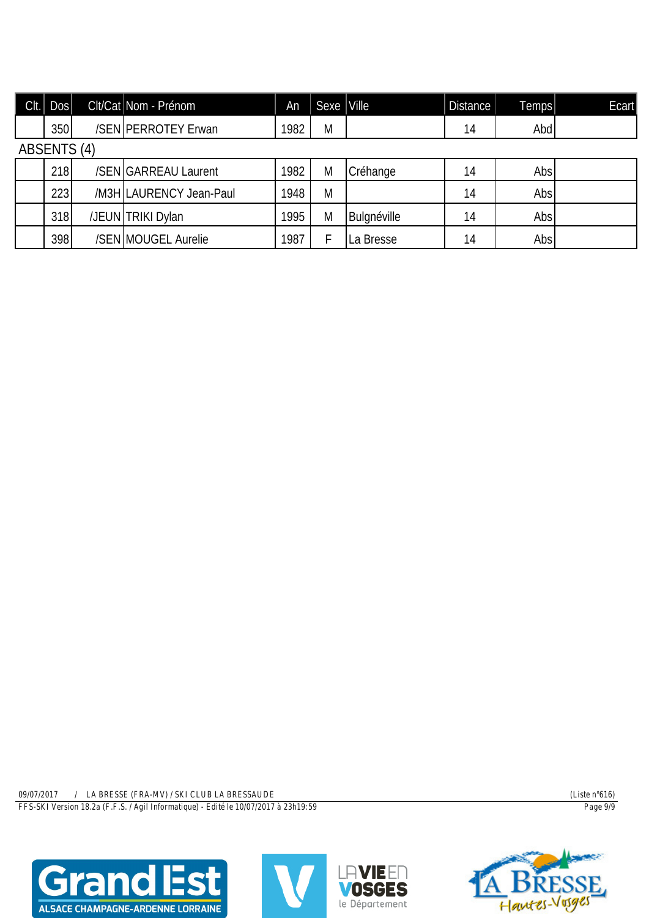| Clt. | Dos | Clt/Cat | Nom - Prénom | An | Sexe | Ville | Distance | Temps | Ecart |
|---|---|---|---|---|---|---|---|---|---|
| | 350 | /SEN | PERROTEY Erwan | 1982 | M | | 14 | Abd | |

ABSENTS (4)

| Clt. | Dos | Clt/Cat | Nom - Prénom | An | Sexe | Ville | Distance | Temps | Ecart |
|---|---|---|---|---|---|---|---|---|---|
| | 218 | /SEN | GARREAU Laurent | 1982 | M | Créhange | 14 | Abs | |
| | 223 | /M3H | LAURENCY Jean-Paul | 1948 | M | | 14 | Abs | |
| | 318 | /JEUN | TRIKI Dylan | 1995 | M | Bulgnéville | 14 | Abs | |
| | 398 | /SEN | MOUGEL Aurelie | 1987 | F | La Bresse | 14 | Abs | |

09/07/2017 / LA BRESSE (FRA-MV) / SKI CLUB LA BRESSAUDE (Liste n°616)
FFS-SKI Version 18.2a (F.F.S. / Agil Informatique) - Edité le 10/07/2017 à 23h19:59